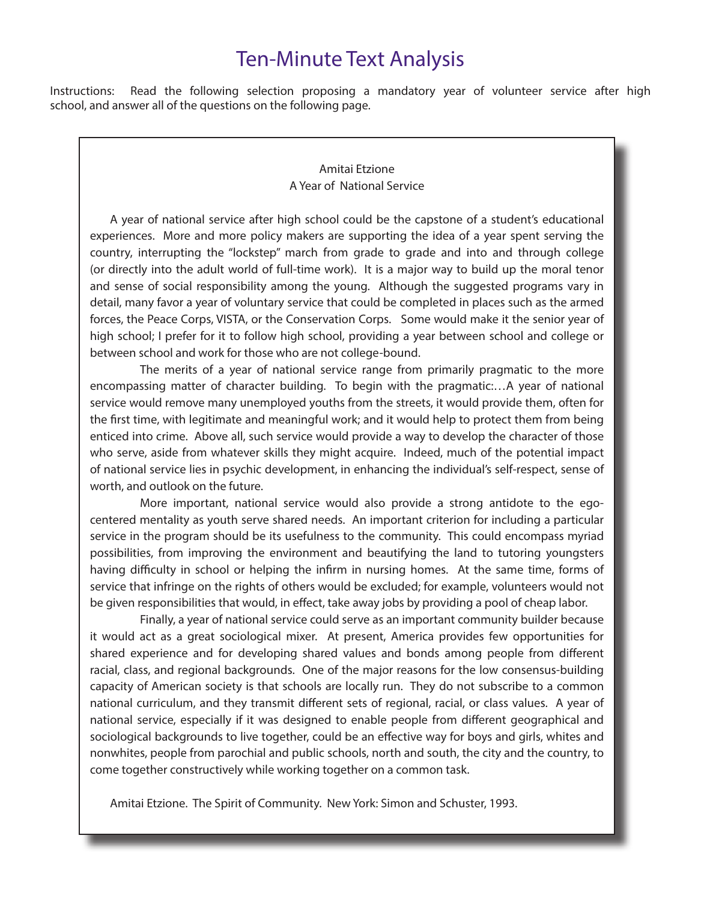# Ten-Minute Text Analysis

Instructions: Read the following selection proposing a mandatory year of volunteer service after high school, and answer all of the questions on the following page.

Amitai Etzione

A Year of National Service

A year of national service after high school could be the capstone of a student's educational experiences. More and more policy makers are supporting the idea of a year spent serving the country, interrupting the "lockstep" march from grade to grade and into and through college (or directly into the adult world of full-time work). It is a major way to build up the moral tenor and sense of social responsibility among the young. Although the suggested programs vary in detail, many favor a year of voluntary service that could be completed in places such as the armed forces, the Peace Corps, VISTA, or the Conservation Corps. Some would make it the senior year of high school; I prefer for it to follow high school, providing a year between school and college or between school and work for those who are not college-bound.

The merits of a year of national service range from primarily pragmatic to the more encompassing matter of character building. To begin with the pragmatic:…A year of national service would remove many unemployed youths from the streets, it would provide them, often for the first time, with legitimate and meaningful work; and it would help to protect them from being enticed into crime. Above all, such service would provide a way to develop the character of those who serve, aside from whatever skills they might acquire. Indeed, much of the potential impact of national service lies in psychic development, in enhancing the individual's self-respect, sense of worth, and outlook on the future.

More important, national service would also provide a strong antidote to the ego-centered mentality as youth serve shared needs. An important criterion for including a particular service in the program should be its usefulness to the community. This could encompass myriad possibilities, from improving the environment and beautifying the land to tutoring youngsters having difficulty in school or helping the infirm in nursing homes. At the same time, forms of service that infringe on the rights of others would be excluded; for example, volunteers would not be given responsibilities that would, in effect, take away jobs by providing a pool of cheap labor.

Finally, a year of national service could serve as an important community builder because it would act as a great sociological mixer. At present, America provides few opportunities for shared experience and for developing shared values and bonds among people from different racial, class, and regional backgrounds. One of the major reasons for the low consensus-building capacity of American society is that schools are locally run. They do not subscribe to a common national curriculum, and they transmit different sets of regional, racial, or class values. A year of national service, especially if it was designed to enable people from different geographical and sociological backgrounds to live together, could be an effective way for boys and girls, whites and nonwhites, people from parochial and public schools, north and south, the city and the country, to come together constructively while working together on a common task.

Amitai Etzione. The Spirit of Community. New York: Simon and Schuster, 1993.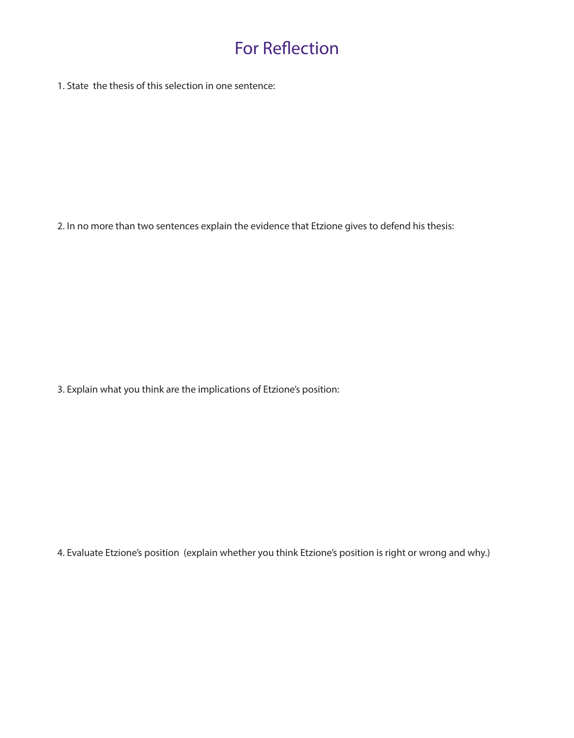# For Reflection

1. State the thesis of this selection in one sentence:

2. In no more than two sentences explain the evidence that Etzione gives to defend his thesis:

3. Explain what you think are the implications of Etzione's position:

4. Evaluate Etzione's position (explain whether you think Etzione's position is right or wrong and why.)